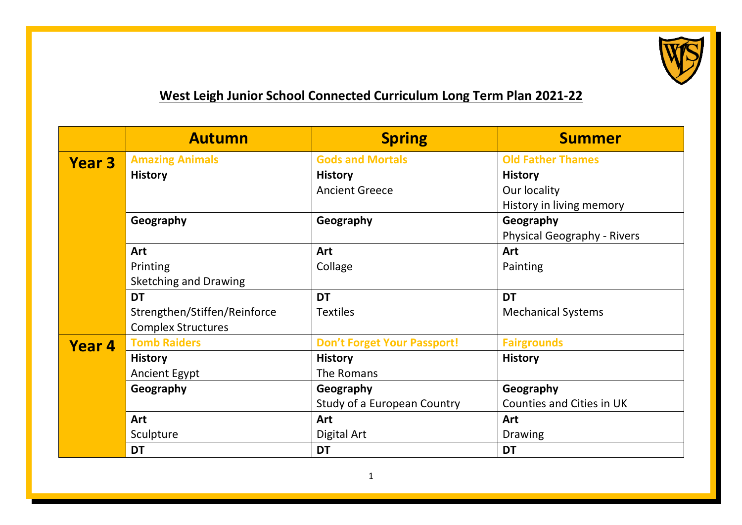# West Leigh Junior School Connected Curriculum Long Term Plan 2021-22

| | Autumn | Spring | Summer |
|---|---|---|---|
| **Year 3** | **Amazing Animals** | **Gods and Mortals** | **Old Father Thames** |
| | **History** | **History**<br>Ancient Greece | **History**<br>Our locality<br>History in living memory |
| | **Geography** | **Geography** | **Geography**<br>Physical Geography - Rivers |
| | **Art**<br>Printing<br>Sketching and Drawing | **Art**<br>Collage | **Art**<br>Painting |
| | **DT**<br>Strengthen/Stiffen/Reinforce<br>Complex Structures | **DT**<br>Textiles | **DT**<br>Mechanical Systems |
| **Year 4** | **Tomb Raiders** | **Don't Forget Your Passport!** | **Fairgrounds** |
| | **History**<br>Ancient Egypt | **History**<br>The Romans | **History** |
| | **Geography** | **Geography**<br>Study of a European Country | **Geography**<br>Counties and Cities in UK |
| | **Art**<br>Sculpture | **Art**<br>Digital Art | **Art**<br>Drawing |
| | **DT** | **DT** | **DT** |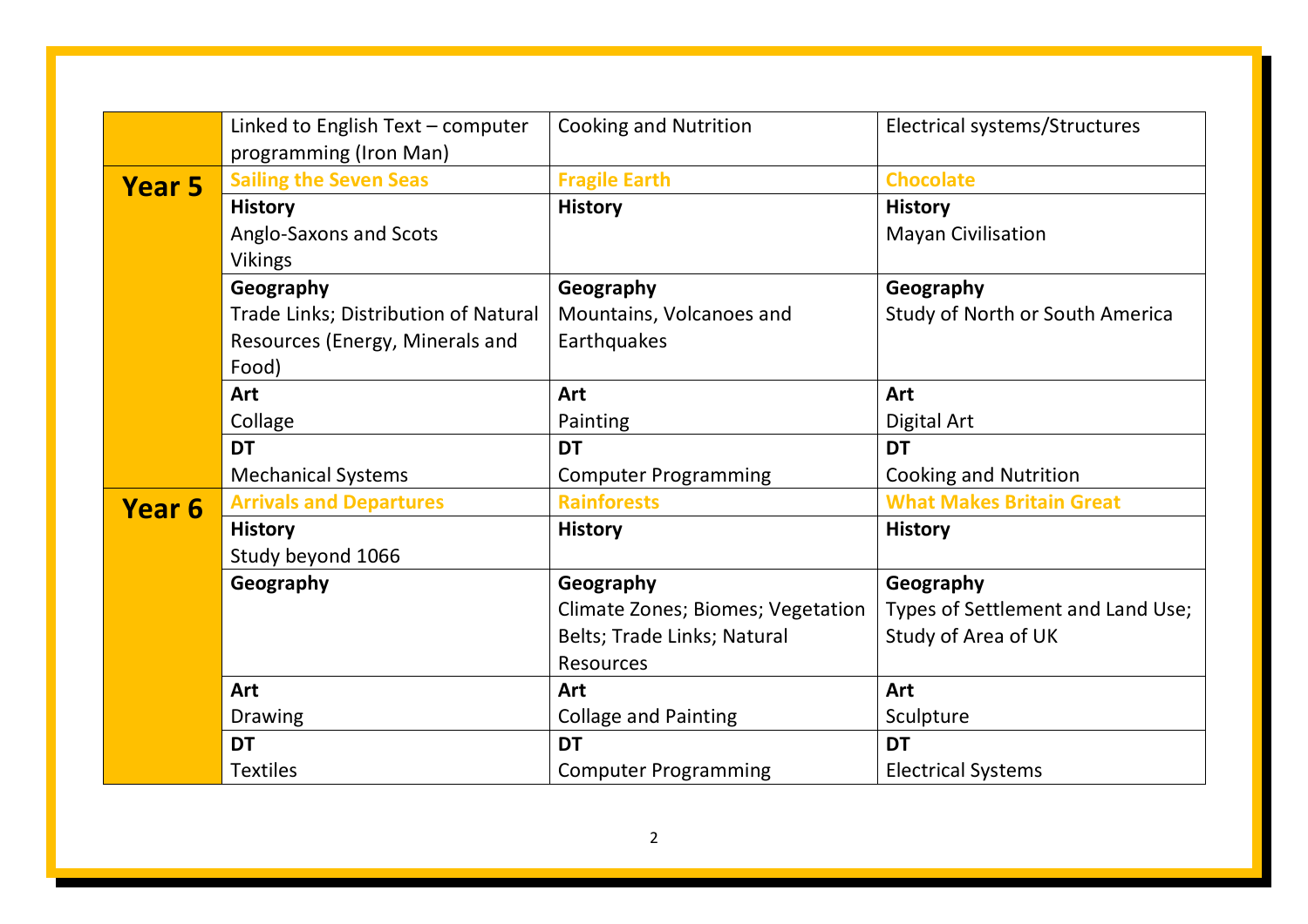| | | | |
|---|---|---|---|
| | Linked to English Text – computer programming (Iron Man) | Cooking and Nutrition | Electrical systems/Structures |
| **Year 5** | **Sailing the Seven Seas** | **Fragile Earth** | **Chocolate** |
| | **History**<br>Anglo-Saxons and Scots<br>Vikings | **History** | **History**<br>Mayan Civilisation |
| | **Geography**<br>Trade Links; Distribution of Natural Resources (Energy, Minerals and Food) | **Geography**<br>Mountains, Volcanoes and Earthquakes | **Geography**<br>Study of North or South America |
| | **Art**<br>Collage | **Art**<br>Painting | **Art**<br>Digital Art |
| | **DT**<br>Mechanical Systems | **DT**<br>Computer Programming | **DT**<br>Cooking and Nutrition |
| **Year 6** | **Arrivals and Departures** | **Rainforests** | **What Makes Britain Great** |
| | **History**<br>Study beyond 1066 | **History** | **History** |
| | **Geography** | **Geography**<br>Climate Zones; Biomes; Vegetation Belts; Trade Links; Natural Resources | **Geography**<br>Types of Settlement and Land Use; Study of Area of UK |
| | **Art**<br>Drawing | **Art**<br>Collage and Painting | **Art**<br>Sculpture |
| | **DT**<br>Textiles | **DT**<br>Computer Programming | **DT**<br>Electrical Systems |